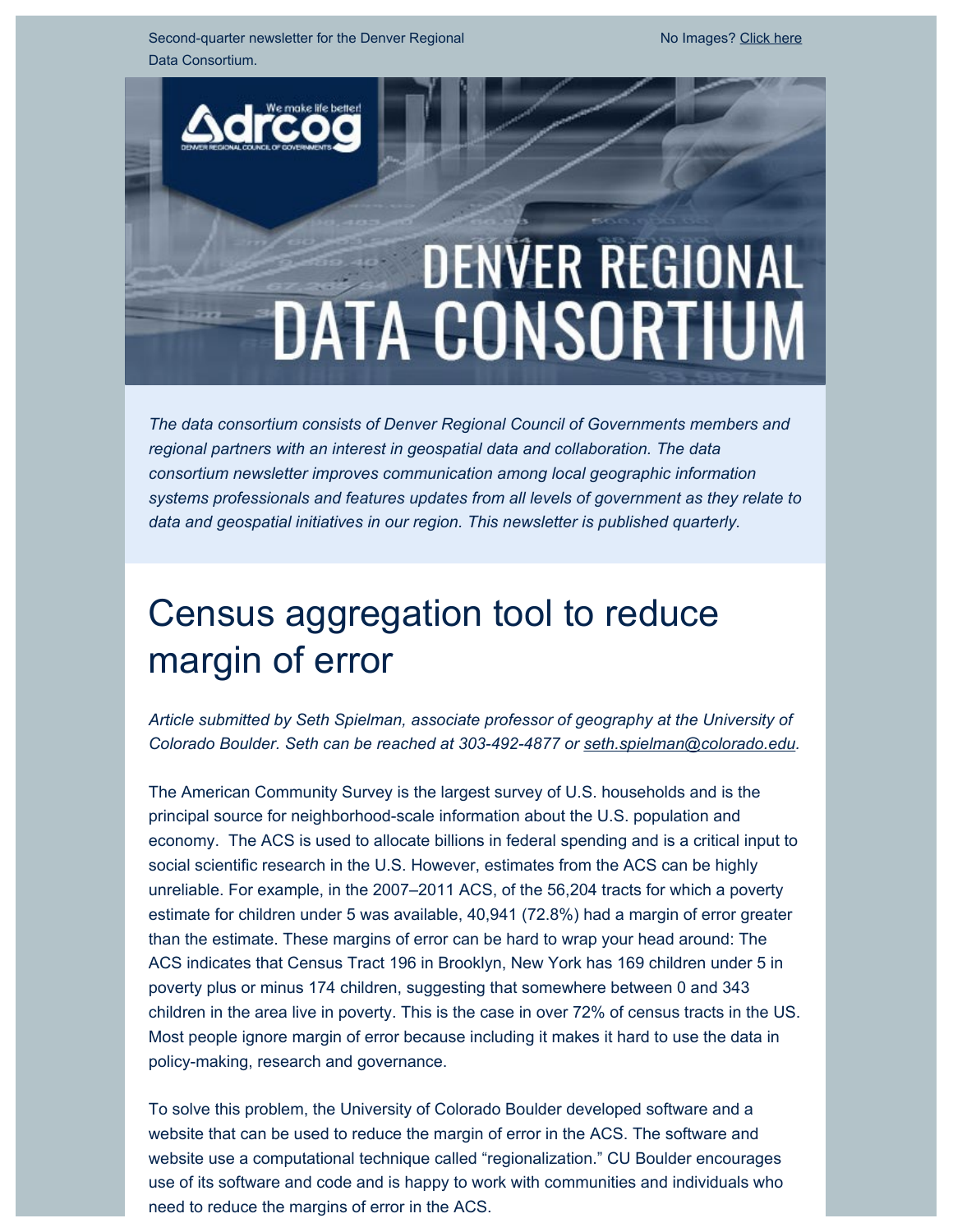Second-quarter newsletter for the Denver Regional Data Consortium.

No Images? Click here

# DENVER REGIONAL DATA CONSORTIUM

*The data consortium consists of Denver Regional Council of Governments members and regional partners with an interest in geospatial data and collaboration. The data consortium newsletter improves communication among local geographic information systems professionals and features updates from all levels of government as they relate to data and geospatial initiatives in our region. This newsletter is published quarterly.*

## Census aggregation tool to reduce margin of error

*Article submitted by Seth Spielman, associate professor of geography at the University of Colorado Boulder. Seth can be reached at 303-492-4877 or seth.spielman@colorado.edu.*

The American Community Survey is the largest survey of U.S. households and is the principal source for neighborhood-scale information about the U.S. population and economy. The ACS is used to allocate billions in federal spending and is a critical input to social scientific research in the U.S. However, estimates from the ACS can be highly unreliable. For example, in the 2007–2011 ACS, of the 56,204 tracts for which a poverty estimate for children under 5 was available, 40,941 (72.8%) had a margin of error greater than the estimate. These margins of error can be hard to wrap your head around: The ACS indicates that Census Tract 196 in Brooklyn, New York has 169 children under 5 in poverty plus or minus 174 children, suggesting that somewhere between 0 and 343 children in the area live in poverty. This is the case in over 72% of census tracts in the US. Most people ignore margin of error because including it makes it hard to use the data in policy-making, research and governance.

To solve this problem, the University of Colorado Boulder developed software and a website that can be used to reduce the margin of error in the ACS. The software and website use a computational technique called "regionalization." CU Boulder encourages use of its software and code and is happy to work with communities and individuals who need to reduce the margins of error in the ACS.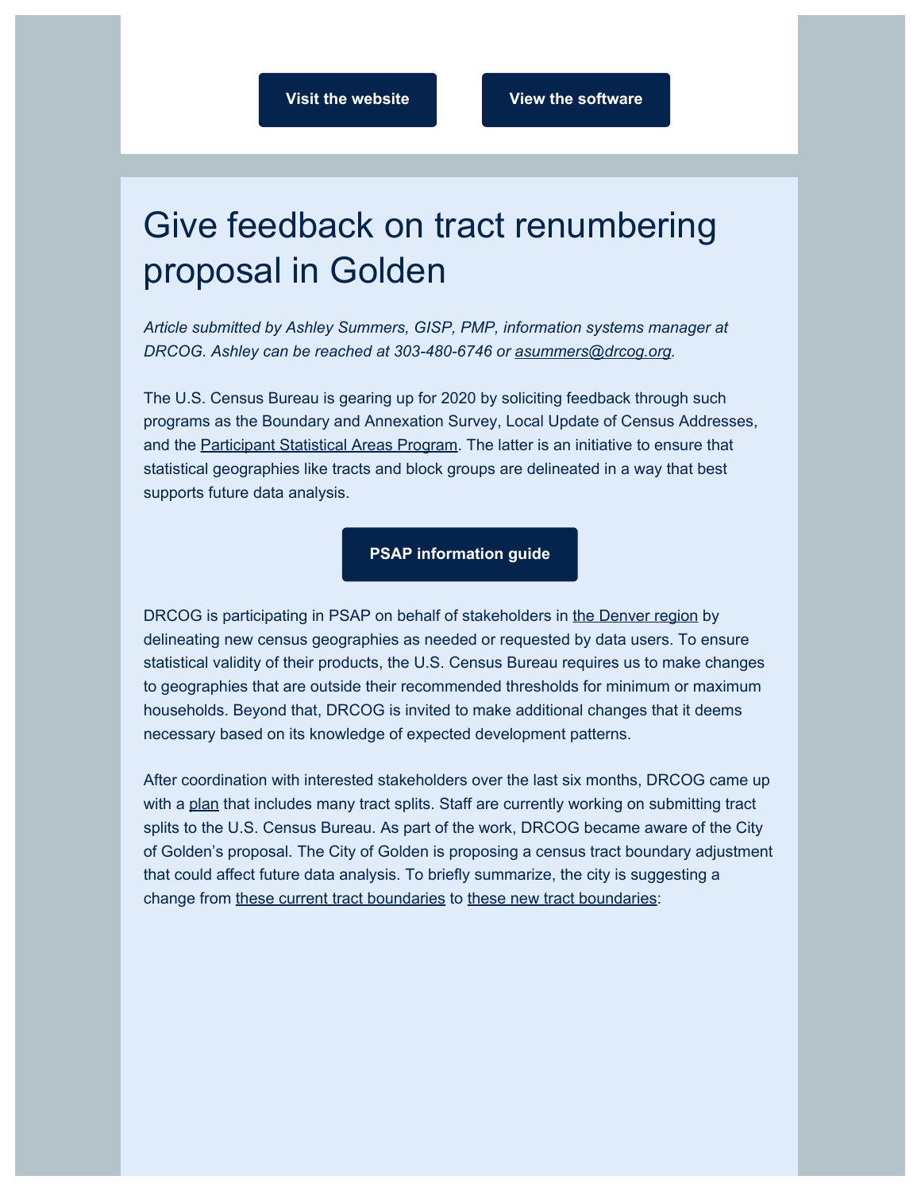Visit the website

View the software

# Give feedback on tract renumbering proposal in Golden

*Article submitted by Ashley Summers, GISP, PMP, information systems manager at DRCOG. Ashley can be reached at 303-480-6746 or asummers@drcog.org.*

The U.S. Census Bureau is gearing up for 2020 by soliciting feedback through such programs as the Boundary and Annexation Survey, Local Update of Census Addresses, and the Participant Statistical Areas Program. The latter is an initiative to ensure that statistical geographies like tracts and block groups are delineated in a way that best supports future data analysis.

PSAP information guide

DRCOG is participating in PSAP on behalf of stakeholders in the Denver region by delineating new census geographies as needed or requested by data users. To ensure statistical validity of their products, the U.S. Census Bureau requires us to make changes to geographies that are outside their recommended thresholds for minimum or maximum households. Beyond that, DRCOG is invited to make additional changes that it deems necessary based on its knowledge of expected development patterns.

After coordination with interested stakeholders over the last six months, DRCOG came up with a plan that includes many tract splits. Staff are currently working on submitting tract splits to the U.S. Census Bureau. As part of the work, DRCOG became aware of the City of Golden's proposal. The City of Golden is proposing a census tract boundary adjustment that could affect future data analysis. To briefly summarize, the city is suggesting a change from these current tract boundaries to these new tract boundaries: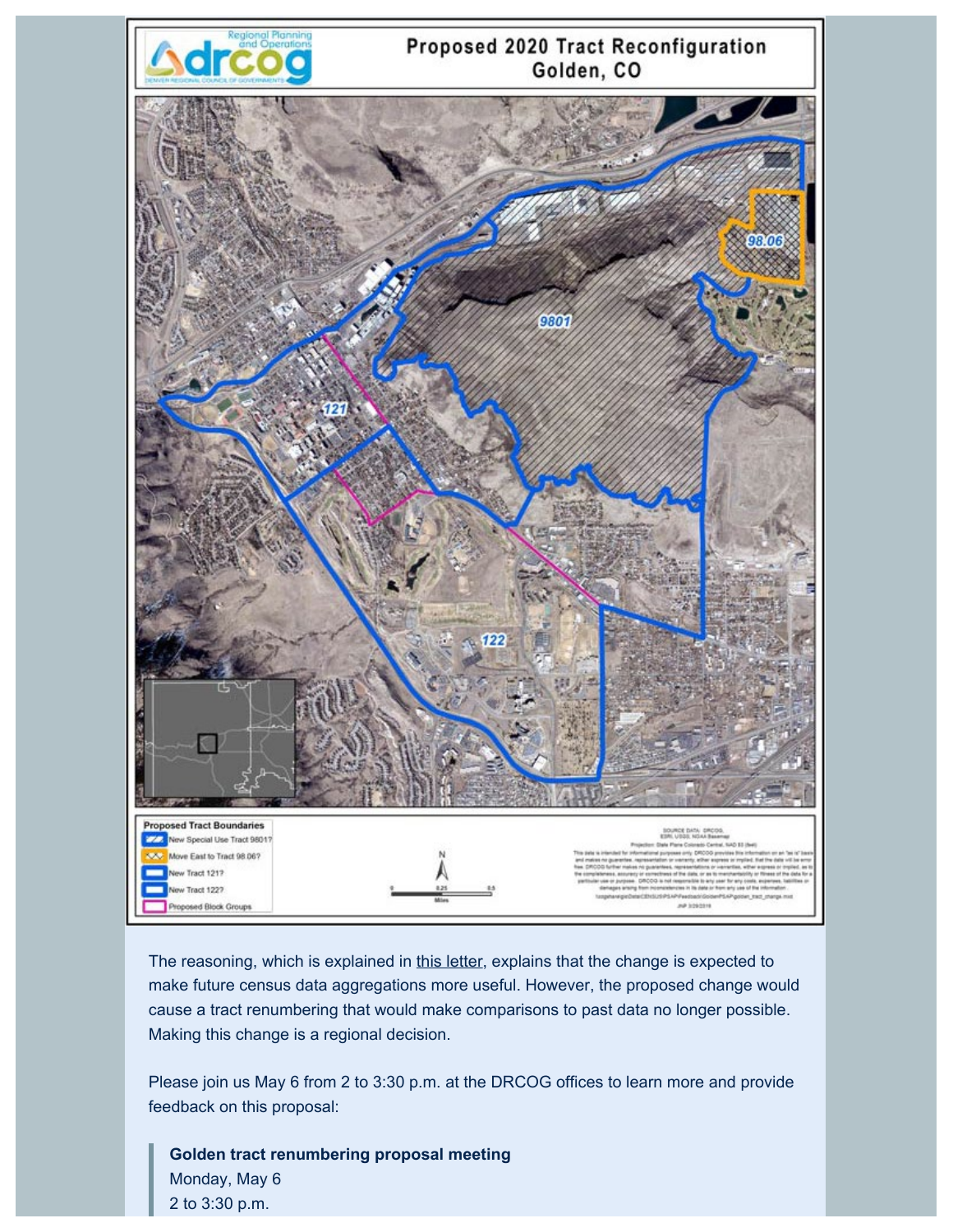## Proposed 2020 Tract Reconfiguration
## Golden, CO

Proposed Tract Boundaries
- New Special Use Tract 9801?
- Move East to Tract 98.06?
- New Tract 121?
- New Tract 122?
- Proposed Block Groups

The reasoning, which is explained in this letter, explains that the change is expected to make future census data aggregations more useful. However, the proposed change would cause a tract renumbering that would make comparisons to past data no longer possible. Making this change is a regional decision.

Please join us May 6 from 2 to 3:30 p.m. at the DRCOG offices to learn more and provide feedback on this proposal:

> **Golden tract renumbering proposal meeting**
> Monday, May 6
> 2 to 3:30 p.m.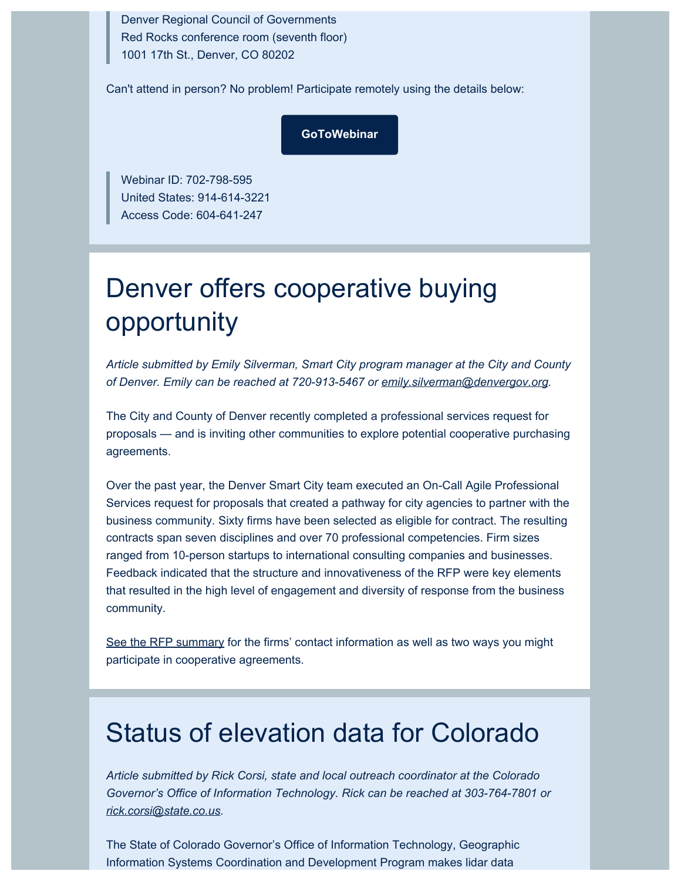> Denver Regional Council of Governments
> Red Rocks conference room (seventh floor)
> 1001 17th St., Denver, CO 80202

Can't attend in person? No problem! Participate remotely using the details below:

**GoToWebinar**

> Webinar ID: 702-798-595
> United States: 914-614-3221
> Access Code: 604-641-247

# Denver offers cooperative buying opportunity

*Article submitted by Emily Silverman, Smart City program manager at the City and County of Denver. Emily can be reached at 720-913-5467 or emily.silverman@denvergov.org.*

The City and County of Denver recently completed a professional services request for proposals — and is inviting other communities to explore potential cooperative purchasing agreements.

Over the past year, the Denver Smart City team executed an On-Call Agile Professional Services request for proposals that created a pathway for city agencies to partner with the business community. Sixty firms have been selected as eligible for contract. The resulting contracts span seven disciplines and over 70 professional competencies. Firm sizes ranged from 10-person startups to international consulting companies and businesses. Feedback indicated that the structure and innovativeness of the RFP were key elements that resulted in the high level of engagement and diversity of response from the business community.

See the RFP summary for the firms' contact information as well as two ways you might participate in cooperative agreements.

# Status of elevation data for Colorado

*Article submitted by Rick Corsi, state and local outreach coordinator at the Colorado Governor's Office of Information Technology. Rick can be reached at 303-764-7801 or rick.corsi@state.co.us.*

The State of Colorado Governor's Office of Information Technology, Geographic Information Systems Coordination and Development Program makes lidar data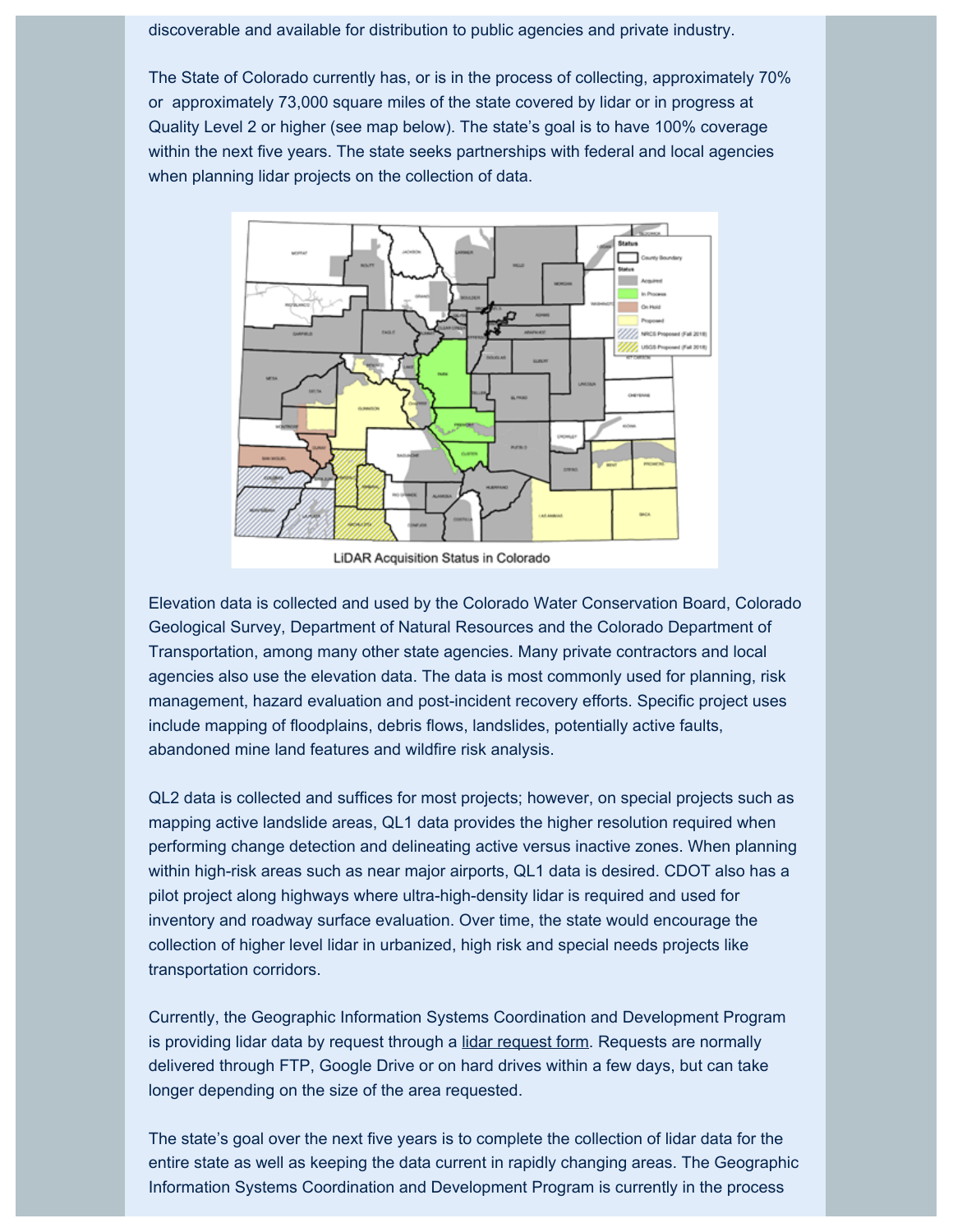discoverable and available for distribution to public agencies and private industry.

The State of Colorado currently has, or is in the process of collecting, approximately 70% or approximately 73,000 square miles of the state covered by lidar or in progress at Quality Level 2 or higher (see map below). The state's goal is to have 100% coverage within the next five years. The state seeks partnerships with federal and local agencies when planning lidar projects on the collection of data.

LiDAR Acquisition Status in Colorado

Elevation data is collected and used by the Colorado Water Conservation Board, Colorado Geological Survey, Department of Natural Resources and the Colorado Department of Transportation, among many other state agencies. Many private contractors and local agencies also use the elevation data. The data is most commonly used for planning, risk management, hazard evaluation and post-incident recovery efforts. Specific project uses include mapping of floodplains, debris flows, landslides, potentially active faults, abandoned mine land features and wildfire risk analysis.

QL2 data is collected and suffices for most projects; however, on special projects such as mapping active landslide areas, QL1 data provides the higher resolution required when performing change detection and delineating active versus inactive zones. When planning within high-risk areas such as near major airports, QL1 data is desired. CDOT also has a pilot project along highways where ultra-high-density lidar is required and used for inventory and roadway surface evaluation. Over time, the state would encourage the collection of higher level lidar in urbanized, high risk and special needs projects like transportation corridors.

Currently, the Geographic Information Systems Coordination and Development Program is providing lidar data by request through a lidar request form. Requests are normally delivered through FTP, Google Drive or on hard drives within a few days, but can take longer depending on the size of the area requested.

The state's goal over the next five years is to complete the collection of lidar data for the entire state as well as keeping the data current in rapidly changing areas. The Geographic Information Systems Coordination and Development Program is currently in the process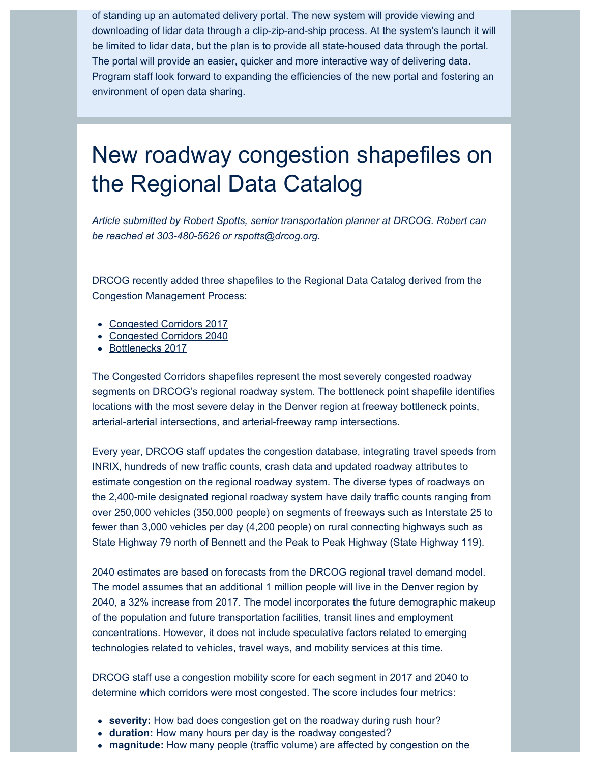of standing up an automated delivery portal. The new system will provide viewing and downloading of lidar data through a clip-zip-and-ship process. At the system's launch it will be limited to lidar data, but the plan is to provide all state-housed data through the portal. The portal will provide an easier, quicker and more interactive way of delivering data. Program staff look forward to expanding the efficiencies of the new portal and fostering an environment of open data sharing.

# New roadway congestion shapefiles on the Regional Data Catalog

*Article submitted by Robert Spotts, senior transportation planner at DRCOG. Robert can be reached at 303-480-5626 or rspotts@drcog.org.*

DRCOG recently added three shapefiles to the Regional Data Catalog derived from the Congestion Management Process:

- Congested Corridors 2017
- Congested Corridors 2040
- Bottlenecks 2017

The Congested Corridors shapefiles represent the most severely congested roadway segments on DRCOG's regional roadway system. The bottleneck point shapefile identifies locations with the most severe delay in the Denver region at freeway bottleneck points, arterial-arterial intersections, and arterial-freeway ramp intersections.

Every year, DRCOG staff updates the congestion database, integrating travel speeds from INRIX, hundreds of new traffic counts, crash data and updated roadway attributes to estimate congestion on the regional roadway system. The diverse types of roadways on the 2,400-mile designated regional roadway system have daily traffic counts ranging from over 250,000 vehicles (350,000 people) on segments of freeways such as Interstate 25 to fewer than 3,000 vehicles per day (4,200 people) on rural connecting highways such as State Highway 79 north of Bennett and the Peak to Peak Highway (State Highway 119).

2040 estimates are based on forecasts from the DRCOG regional travel demand model. The model assumes that an additional 1 million people will live in the Denver region by 2040, a 32% increase from 2017. The model incorporates the future demographic makeup of the population and future transportation facilities, transit lines and employment concentrations. However, it does not include speculative factors related to emerging technologies related to vehicles, travel ways, and mobility services at this time.

DRCOG staff use a congestion mobility score for each segment in 2017 and 2040 to determine which corridors were most congested. The score includes four metrics:

- **severity:** How bad does congestion get on the roadway during rush hour?
- **duration:** How many hours per day is the roadway congested?
- **magnitude:** How many people (traffic volume) are affected by congestion on the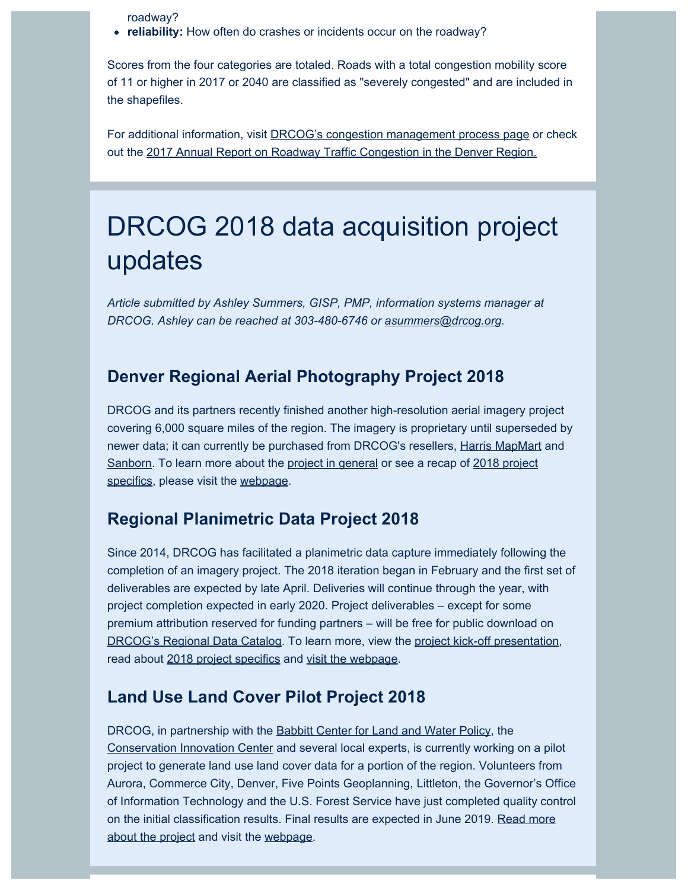roadway?

- **reliability:** How often do crashes or incidents occur on the roadway?

Scores from the four categories are totaled. Roads with a total congestion mobility score of 11 or higher in 2017 or 2040 are classified as "severely congested" and are included in the shapefiles.

For additional information, visit DRCOG's congestion management process page or check out the 2017 Annual Report on Roadway Traffic Congestion in the Denver Region.

# DRCOG 2018 data acquisition project updates

*Article submitted by Ashley Summers, GISP, PMP, information systems manager at DRCOG. Ashley can be reached at 303-480-6746 or asummers@drcog.org.*

### Denver Regional Aerial Photography Project 2018

DRCOG and its partners recently finished another high-resolution aerial imagery project covering 6,000 square miles of the region. The imagery is proprietary until superseded by newer data; it can currently be purchased from DRCOG's resellers, Harris MapMart and Sanborn. To learn more about the project in general or see a recap of 2018 project specifics, please visit the webpage.

### Regional Planimetric Data Project 2018

Since 2014, DRCOG has facilitated a planimetric data capture immediately following the completion of an imagery project. The 2018 iteration began in February and the first set of deliverables are expected by late April. Deliveries will continue through the year, with project completion expected in early 2020. Project deliverables – except for some premium attribution reserved for funding partners – will be free for public download on DRCOG's Regional Data Catalog. To learn more, view the project kick-off presentation, read about 2018 project specifics and visit the webpage.

### Land Use Land Cover Pilot Project 2018

DRCOG, in partnership with the Babbitt Center for Land and Water Policy, the Conservation Innovation Center and several local experts, is currently working on a pilot project to generate land use land cover data for a portion of the region. Volunteers from Aurora, Commerce City, Denver, Five Points Geoplanning, Littleton, the Governor's Office of Information Technology and the U.S. Forest Service have just completed quality control on the initial classification results. Final results are expected in June 2019. Read more about the project and visit the webpage.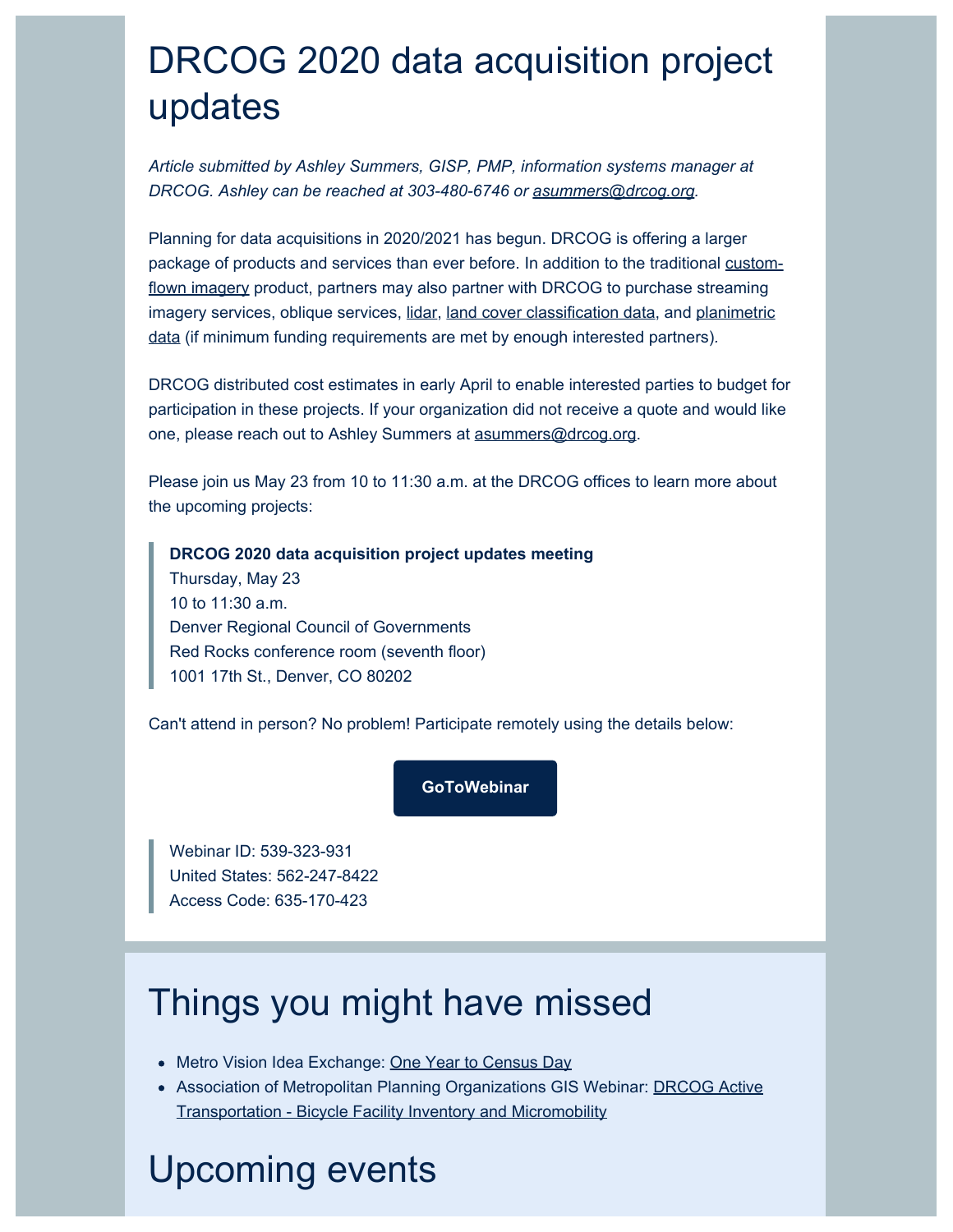# DRCOG 2020 data acquisition project updates

*Article submitted by Ashley Summers, GISP, PMP, information systems manager at DRCOG. Ashley can be reached at 303-480-6746 or asummers@drcog.org.*

Planning for data acquisitions in 2020/2021 has begun. DRCOG is offering a larger package of products and services than ever before. In addition to the traditional custom-flown imagery product, partners may also partner with DRCOG to purchase streaming imagery services, oblique services, lidar, land cover classification data, and planimetric data (if minimum funding requirements are met by enough interested partners).

DRCOG distributed cost estimates in early April to enable interested parties to budget for participation in these projects. If your organization did not receive a quote and would like one, please reach out to Ashley Summers at asummers@drcog.org.

Please join us May 23 from 10 to 11:30 a.m. at the DRCOG offices to learn more about the upcoming projects:

> **DRCOG 2020 data acquisition project updates meeting**
> Thursday, May 23
> 10 to 11:30 a.m.
> Denver Regional Council of Governments
> Red Rocks conference room (seventh floor)
> 1001 17th St., Denver, CO 80202

Can't attend in person? No problem! Participate remotely using the details below:

**GoToWebinar**

> Webinar ID: 539-323-931
> United States: 562-247-8422
> Access Code: 635-170-423

# Things you might have missed

- Metro Vision Idea Exchange: One Year to Census Day
- Association of Metropolitan Planning Organizations GIS Webinar: DRCOG Active Transportation - Bicycle Facility Inventory and Micromobility

# Upcoming events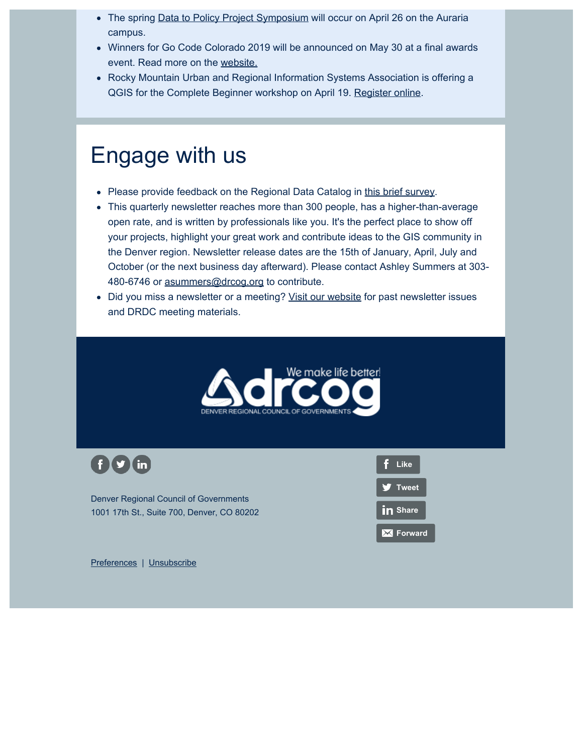- The spring Data to Policy Project Symposium will occur on April 26 on the Auraria campus.
- Winners for Go Code Colorado 2019 will be announced on May 30 at a final awards event. Read more on the website.
- Rocky Mountain Urban and Regional Information Systems Association is offering a QGIS for the Complete Beginner workshop on April 19. Register online.

# Engage with us

- Please provide feedback on the Regional Data Catalog in this brief survey.
- This quarterly newsletter reaches more than 300 people, has a higher-than-average open rate, and is written by professionals like you. It's the perfect place to show off your projects, highlight your great work and contribute ideas to the GIS community in the Denver region. Newsletter release dates are the 15th of January, April, July and October (or the next business day afterward). Please contact Ashley Summers at 303-480-6746 or asummers@drcog.org to contribute.
- Did you miss a newsletter or a meeting? Visit our website for past newsletter issues and DRDC meeting materials.

We make life better!

drcog

DENVER REGIONAL COUNCIL OF GOVERNMENTS

Like

Tweet

Share

Forward

Denver Regional Council of Governments
1001 17th St., Suite 700, Denver, CO 80202

Preferences | Unsubscribe